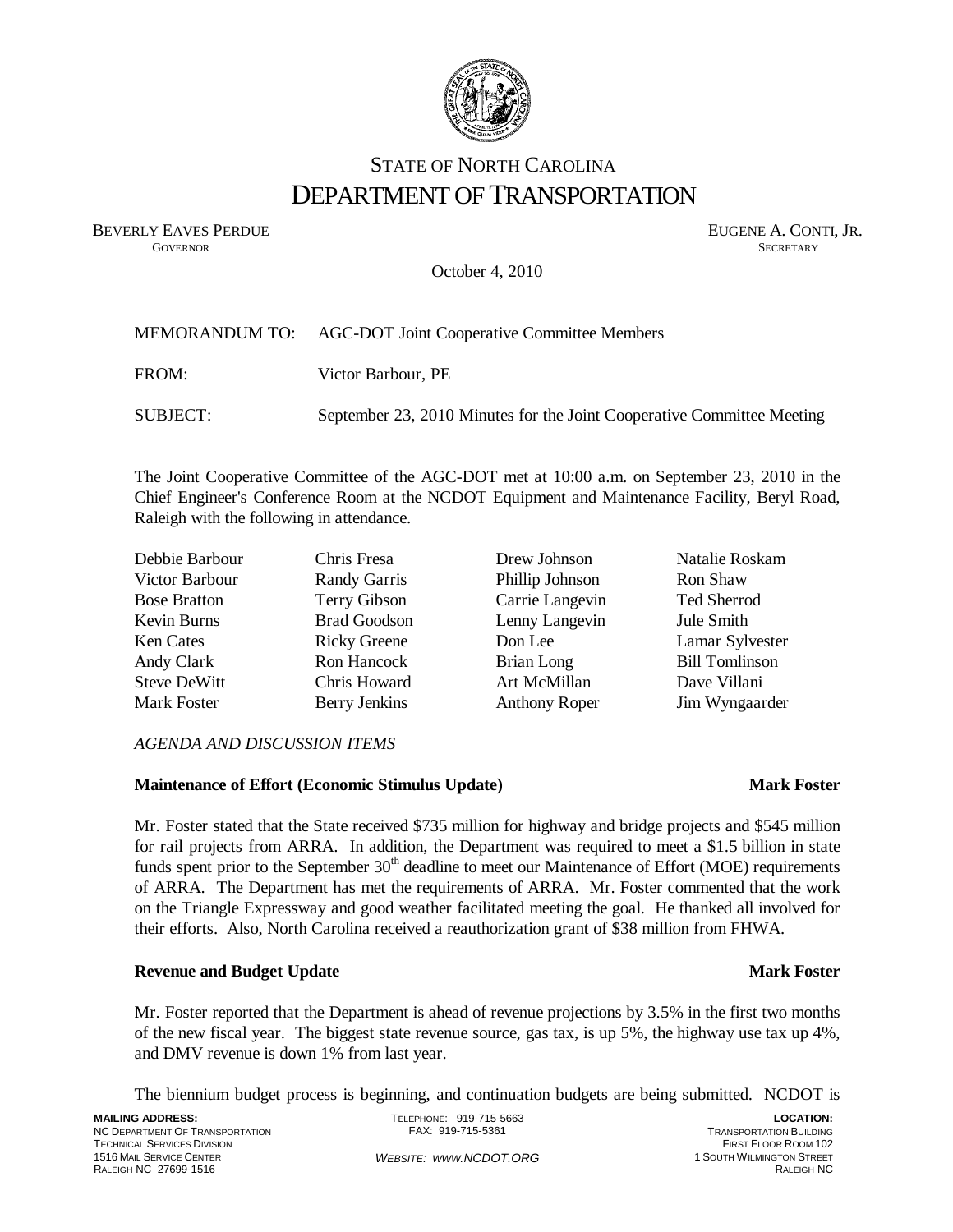# STATE OF NORTH CAROLINA
# DEPARTMENT OF TRANSPORTATION

BEVERLY EAVES PERDUE
GOVERNOR

EUGENE A. CONTI, JR.
SECRETARY

October 4, 2010

MEMORANDUM TO: AGC-DOT Joint Cooperative Committee Members

FROM: Victor Barbour, PE

SUBJECT: September 23, 2010 Minutes for the Joint Cooperative Committee Meeting

The Joint Cooperative Committee of the AGC-DOT met at 10:00 a.m. on September 23, 2010 in the Chief Engineer's Conference Room at the NCDOT Equipment and Maintenance Facility, Beryl Road, Raleigh with the following in attendance.

| | | | |
|---|---|---|---|
| Debbie Barbour | Chris Fresa | Drew Johnson | Natalie Roskam |
| Victor Barbour | Randy Garris | Phillip Johnson | Ron Shaw |
| Bose Bratton | Terry Gibson | Carrie Langevin | Ted Sherrod |
| Kevin Burns | Brad Goodson | Lenny Langevin | Jule Smith |
| Ken Cates | Ricky Greene | Don Lee | Lamar Sylvester |
| Andy Clark | Ron Hancock | Brian Long | Bill Tomlinson |
| Steve DeWitt | Chris Howard | Art McMillan | Dave Villani |
| Mark Foster | Berry Jenkins | Anthony Roper | Jim Wyngaarder |

*AGENDA AND DISCUSSION ITEMS*

**Maintenance of Effort (Economic Stimulus Update)** **Mark Foster**

Mr. Foster stated that the State received $735 million for highway and bridge projects and $545 million for rail projects from ARRA. In addition, the Department was required to meet a $1.5 billion in state funds spent prior to the September 30th deadline to meet our Maintenance of Effort (MOE) requirements of ARRA. The Department has met the requirements of ARRA. Mr. Foster commented that the work on the Triangle Expressway and good weather facilitated meeting the goal. He thanked all involved for their efforts. Also, North Carolina received a reauthorization grant of $38 million from FHWA.

**Revenue and Budget Update** **Mark Foster**

Mr. Foster reported that the Department is ahead of revenue projections by 3.5% in the first two months of the new fiscal year. The biggest state revenue source, gas tax, is up 5%, the highway use tax up 4%, and DMV revenue is down 1% from last year.

The biennium budget process is beginning, and continuation budgets are being submitted. NCDOT is

**MAILING ADDRESS:**
NC DEPARTMENT OF TRANSPORTATION
TECHNICAL SERVICES DIVISION
1516 MAIL SERVICE CENTER
RALEIGH NC 27699-1516

TELEPHONE: 919-715-5663
FAX: 919-715-5361

*WEBSITE: WWW.NCDOT.ORG*

**LOCATION:**
TRANSPORTATION BUILDING
FIRST FLOOR ROOM 102
1 SOUTH WILMINGTON STREET
RALEIGH NC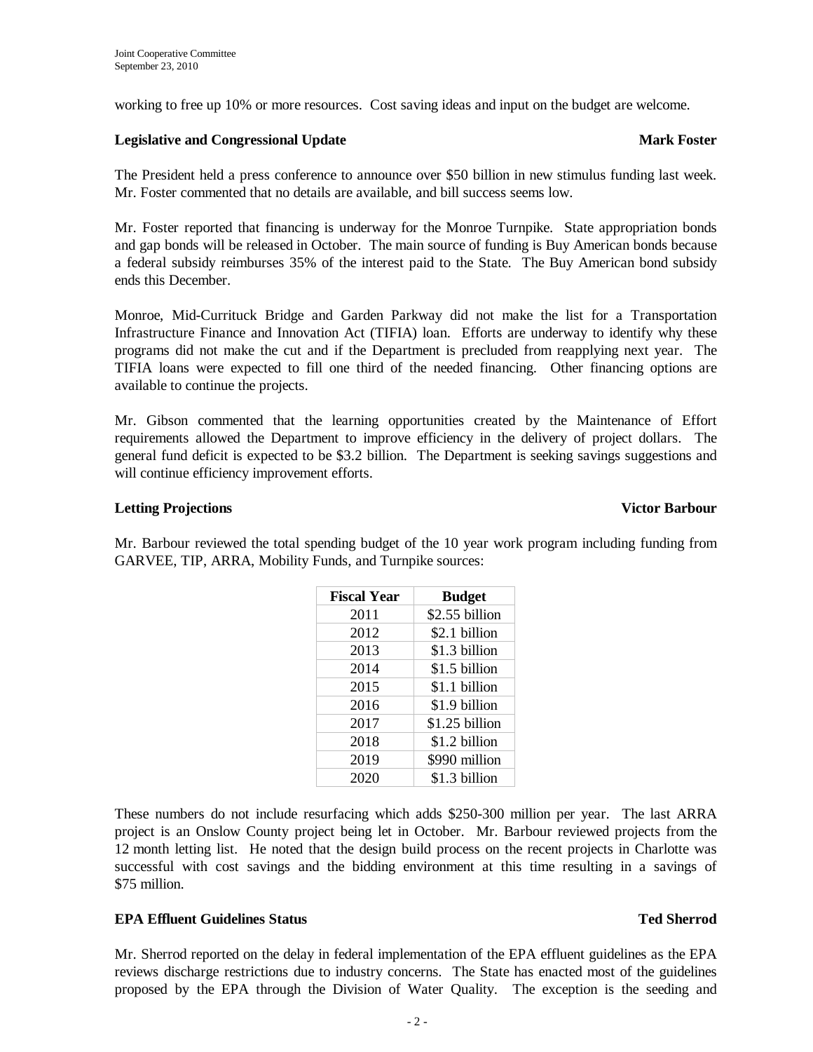working to free up 10% or more resources. Cost saving ideas and input on the budget are welcome.

**Legislative and Congressional Update** **Mark Foster**

The President held a press conference to announce over $50 billion in new stimulus funding last week. Mr. Foster commented that no details are available, and bill success seems low.

Mr. Foster reported that financing is underway for the Monroe Turnpike. State appropriation bonds and gap bonds will be released in October. The main source of funding is Buy American bonds because a federal subsidy reimburses 35% of the interest paid to the State. The Buy American bond subsidy ends this December.

Monroe, Mid-Currituck Bridge and Garden Parkway did not make the list for a Transportation Infrastructure Finance and Innovation Act (TIFIA) loan. Efforts are underway to identify why these programs did not make the cut and if the Department is precluded from reapplying next year. The TIFIA loans were expected to fill one third of the needed financing. Other financing options are available to continue the projects.

Mr. Gibson commented that the learning opportunities created by the Maintenance of Effort requirements allowed the Department to improve efficiency in the delivery of project dollars. The general fund deficit is expected to be $3.2 billion. The Department is seeking savings suggestions and will continue efficiency improvement efforts.

**Letting Projections** **Victor Barbour**

Mr. Barbour reviewed the total spending budget of the 10 year work program including funding from GARVEE, TIP, ARRA, Mobility Funds, and Turnpike sources:

| Fiscal Year | Budget |
|---|---|
| 2011 | $2.55 billion |
| 2012 | $2.1 billion |
| 2013 | $1.3 billion |
| 2014 | $1.5 billion |
| 2015 | $1.1 billion |
| 2016 | $1.9 billion |
| 2017 | $1.25 billion |
| 2018 | $1.2 billion |
| 2019 | $990 million |
| 2020 | $1.3 billion |

These numbers do not include resurfacing which adds $250-300 million per year. The last ARRA project is an Onslow County project being let in October. Mr. Barbour reviewed projects from the 12 month letting list. He noted that the design build process on the recent projects in Charlotte was successful with cost savings and the bidding environment at this time resulting in a savings of $75 million.

**EPA Effluent Guidelines Status** **Ted Sherrod**

Mr. Sherrod reported on the delay in federal implementation of the EPA effluent guidelines as the EPA reviews discharge restrictions due to industry concerns. The State has enacted most of the guidelines proposed by the EPA through the Division of Water Quality. The exception is the seeding and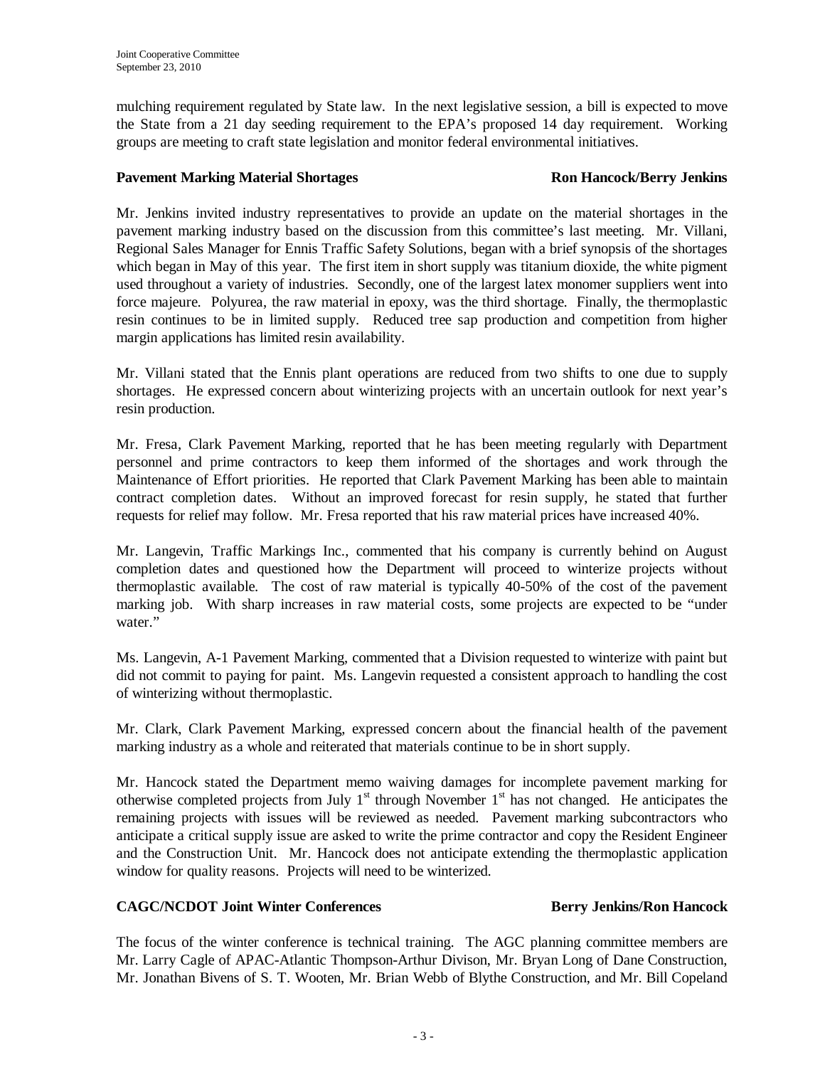mulching requirement regulated by State law. In the next legislative session, a bill is expected to move the State from a 21 day seeding requirement to the EPA's proposed 14 day requirement. Working groups are meeting to craft state legislation and monitor federal environmental initiatives.

**Pavement Marking Material Shortages** **Ron Hancock/Berry Jenkins**

Mr. Jenkins invited industry representatives to provide an update on the material shortages in the pavement marking industry based on the discussion from this committee's last meeting. Mr. Villani, Regional Sales Manager for Ennis Traffic Safety Solutions, began with a brief synopsis of the shortages which began in May of this year. The first item in short supply was titanium dioxide, the white pigment used throughout a variety of industries. Secondly, one of the largest latex monomer suppliers went into force majeure. Polyurea, the raw material in epoxy, was the third shortage. Finally, the thermoplastic resin continues to be in limited supply. Reduced tree sap production and competition from higher margin applications has limited resin availability.

Mr. Villani stated that the Ennis plant operations are reduced from two shifts to one due to supply shortages. He expressed concern about winterizing projects with an uncertain outlook for next year's resin production.

Mr. Fresa, Clark Pavement Marking, reported that he has been meeting regularly with Department personnel and prime contractors to keep them informed of the shortages and work through the Maintenance of Effort priorities. He reported that Clark Pavement Marking has been able to maintain contract completion dates. Without an improved forecast for resin supply, he stated that further requests for relief may follow. Mr. Fresa reported that his raw material prices have increased 40%.

Mr. Langevin, Traffic Markings Inc., commented that his company is currently behind on August completion dates and questioned how the Department will proceed to winterize projects without thermoplastic available. The cost of raw material is typically 40-50% of the cost of the pavement marking job. With sharp increases in raw material costs, some projects are expected to be "under water."

Ms. Langevin, A-1 Pavement Marking, commented that a Division requested to winterize with paint but did not commit to paying for paint. Ms. Langevin requested a consistent approach to handling the cost of winterizing without thermoplastic.

Mr. Clark, Clark Pavement Marking, expressed concern about the financial health of the pavement marking industry as a whole and reiterated that materials continue to be in short supply.

Mr. Hancock stated the Department memo waiving damages for incomplete pavement marking for otherwise completed projects from July 1st through November 1st has not changed. He anticipates the remaining projects with issues will be reviewed as needed. Pavement marking subcontractors who anticipate a critical supply issue are asked to write the prime contractor and copy the Resident Engineer and the Construction Unit. Mr. Hancock does not anticipate extending the thermoplastic application window for quality reasons. Projects will need to be winterized.

**CAGC/NCDOT Joint Winter Conferences** **Berry Jenkins/Ron Hancock**

The focus of the winter conference is technical training. The AGC planning committee members are Mr. Larry Cagle of APAC-Atlantic Thompson-Arthur Divison, Mr. Bryan Long of Dane Construction, Mr. Jonathan Bivens of S. T. Wooten, Mr. Brian Webb of Blythe Construction, and Mr. Bill Copeland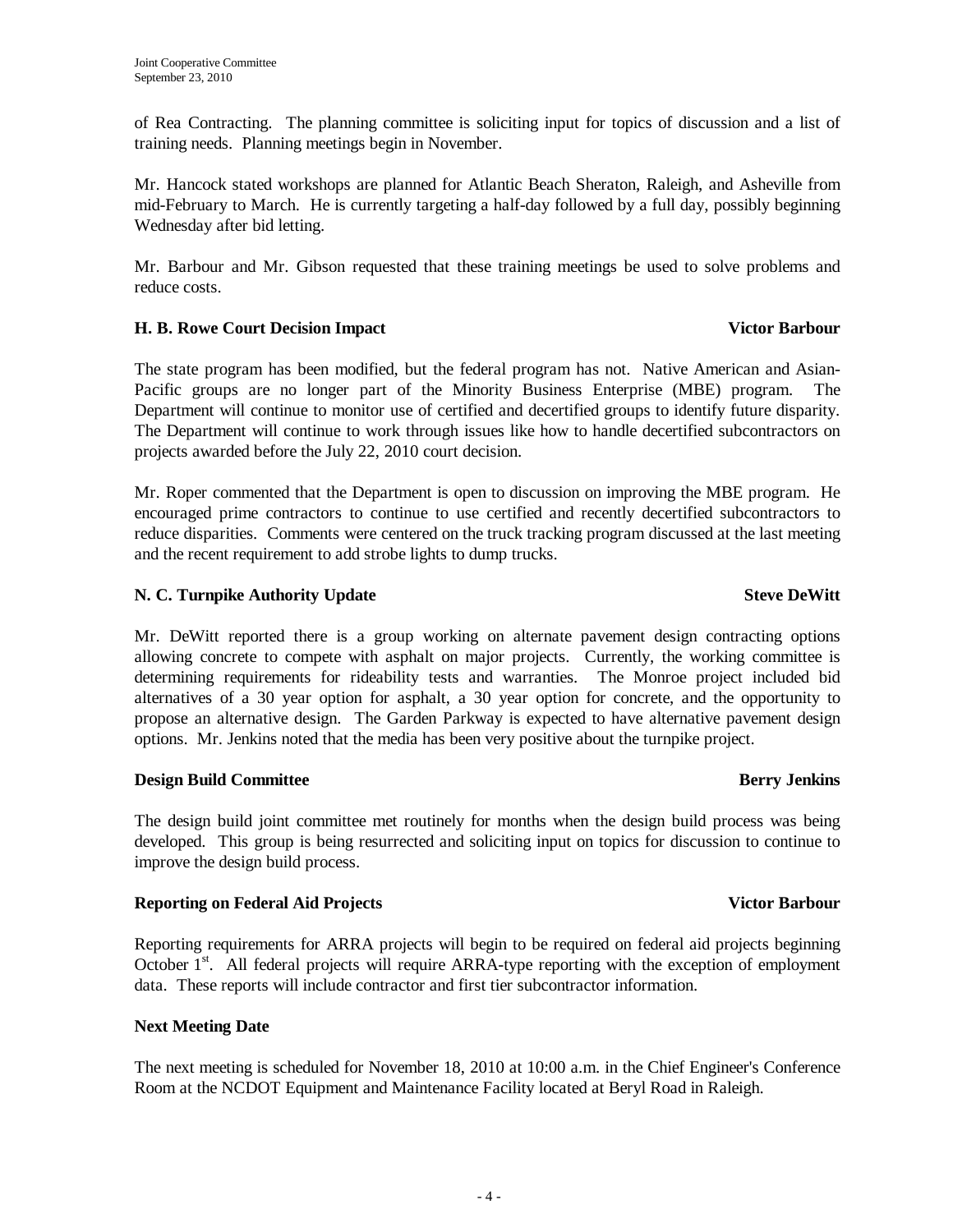of Rea Contracting. The planning committee is soliciting input for topics of discussion and a list of training needs. Planning meetings begin in November.

Mr. Hancock stated workshops are planned for Atlantic Beach Sheraton, Raleigh, and Asheville from mid-February to March. He is currently targeting a half-day followed by a full day, possibly beginning Wednesday after bid letting.

Mr. Barbour and Mr. Gibson requested that these training meetings be used to solve problems and reduce costs.

**H. B. Rowe Court Decision Impact** **Victor Barbour**

The state program has been modified, but the federal program has not. Native American and Asian-Pacific groups are no longer part of the Minority Business Enterprise (MBE) program. The Department will continue to monitor use of certified and decertified groups to identify future disparity. The Department will continue to work through issues like how to handle decertified subcontractors on projects awarded before the July 22, 2010 court decision.

Mr. Roper commented that the Department is open to discussion on improving the MBE program. He encouraged prime contractors to continue to use certified and recently decertified subcontractors to reduce disparities. Comments were centered on the truck tracking program discussed at the last meeting and the recent requirement to add strobe lights to dump trucks.

**N. C. Turnpike Authority Update** **Steve DeWitt**

Mr. DeWitt reported there is a group working on alternate pavement design contracting options allowing concrete to compete with asphalt on major projects. Currently, the working committee is determining requirements for rideability tests and warranties. The Monroe project included bid alternatives of a 30 year option for asphalt, a 30 year option for concrete, and the opportunity to propose an alternative design. The Garden Parkway is expected to have alternative pavement design options. Mr. Jenkins noted that the media has been very positive about the turnpike project.

**Design Build Committee** **Berry Jenkins**

The design build joint committee met routinely for months when the design build process was being developed. This group is being resurrected and soliciting input on topics for discussion to continue to improve the design build process.

**Reporting on Federal Aid Projects** **Victor Barbour**

Reporting requirements for ARRA projects will begin to be required on federal aid projects beginning October 1st. All federal projects will require ARRA-type reporting with the exception of employment data. These reports will include contractor and first tier subcontractor information.

**Next Meeting Date**

The next meeting is scheduled for November 18, 2010 at 10:00 a.m. in the Chief Engineer's Conference Room at the NCDOT Equipment and Maintenance Facility located at Beryl Road in Raleigh.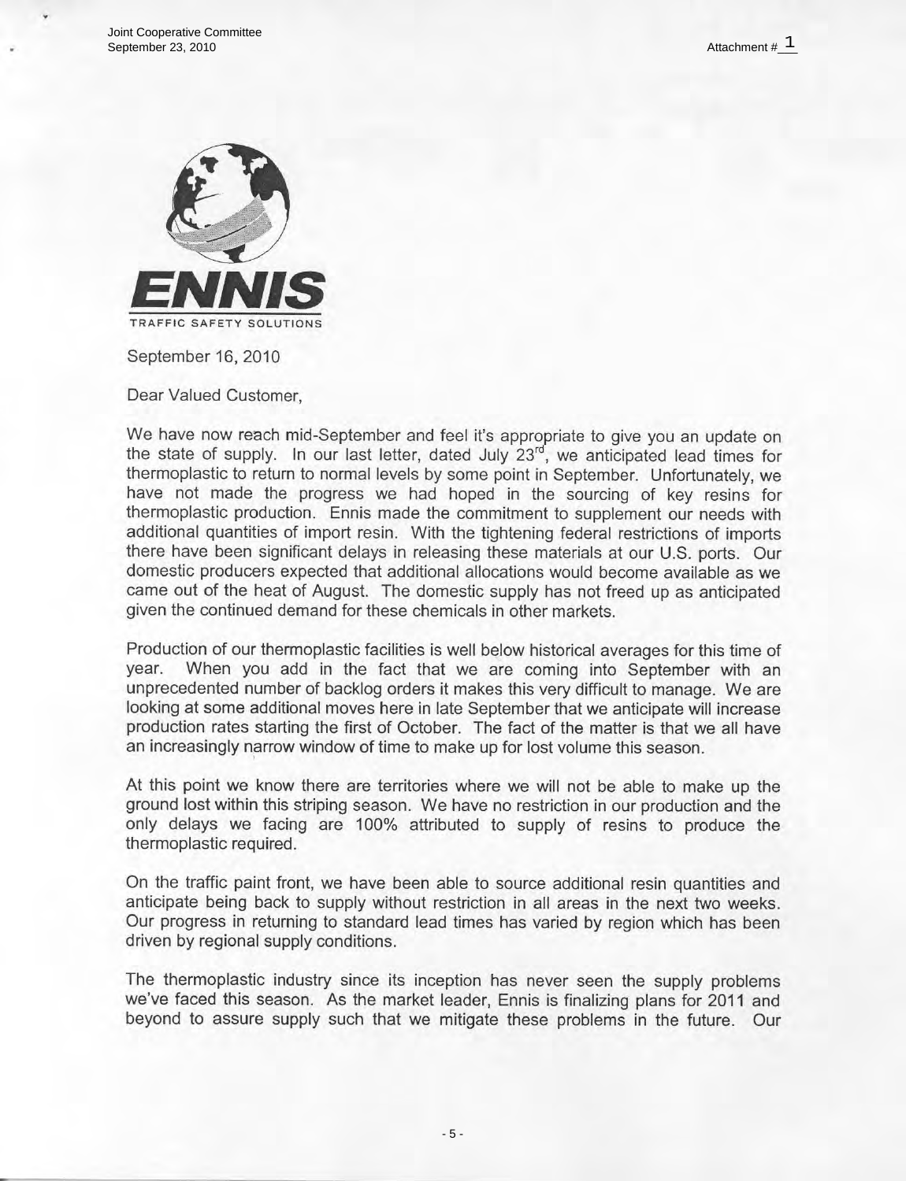Joint Cooperative Committee
September 23, 2010

Attachment # 1

**ENNIS**

TRAFFIC SAFETY SOLUTIONS

September 16, 2010

Dear Valued Customer,

We have now reach mid-September and feel it's appropriate to give you an update on the state of supply. In our last letter, dated July 23rd, we anticipated lead times for thermoplastic to return to normal levels by some point in September. Unfortunately, we have not made the progress we had hoped in the sourcing of key resins for thermoplastic production. Ennis made the commitment to supplement our needs with additional quantities of import resin. With the tightening federal restrictions of imports there have been significant delays in releasing these materials at our U.S. ports. Our domestic producers expected that additional allocations would become available as we came out of the heat of August. The domestic supply has not freed up as anticipated given the continued demand for these chemicals in other markets.

Production of our thermoplastic facilities is well below historical averages for this time of year. When you add in the fact that we are coming into September with an unprecedented number of backlog orders it makes this very difficult to manage. We are looking at some additional moves here in late September that we anticipate will increase production rates starting the first of October. The fact of the matter is that we all have an increasingly narrow window of time to make up for lost volume this season.

At this point we know there are territories where we will not be able to make up the ground lost within this striping season. We have no restriction in our production and the only delays we facing are 100% attributed to supply of resins to produce the thermoplastic required.

On the traffic paint front, we have been able to source additional resin quantities and anticipate being back to supply without restriction in all areas in the next two weeks. Our progress in returning to standard lead times has varied by region which has been driven by regional supply conditions.

The thermoplastic industry since its inception has never seen the supply problems we've faced this season. As the market leader, Ennis is finalizing plans for 2011 and beyond to assure supply such that we mitigate these problems in the future. Our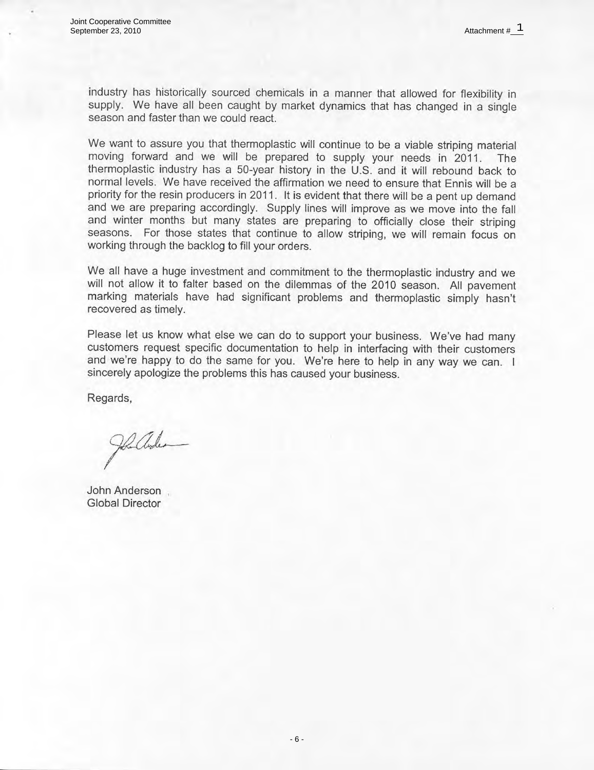industry has historically sourced chemicals in a manner that allowed for flexibility in supply. We have all been caught by market dynamics that has changed in a single season and faster than we could react.

We want to assure you that thermoplastic will continue to be a viable striping material moving forward and we will be prepared to supply your needs in 2011. The thermoplastic industry has a 50-year history in the U.S. and it will rebound back to normal levels. We have received the affirmation we need to ensure that Ennis will be a priority for the resin producers in 2011. It is evident that there will be a pent up demand and we are preparing accordingly. Supply lines will improve as we move into the fall and winter months but many states are preparing to officially close their striping seasons. For those states that continue to allow striping, we will remain focus on working through the backlog to fill your orders.

We all have a huge investment and commitment to the thermoplastic industry and we will not allow it to falter based on the dilemmas of the 2010 season. All pavement marking materials have had significant problems and thermoplastic simply hasn't recovered as timely.

Please let us know what else we can do to support your business. We've had many customers request specific documentation to help in interfacing with their customers and we're happy to do the same for you. We're here to help in any way we can. I sincerely apologize the problems this has caused your business.

Regards,

John Anderson
Global Director